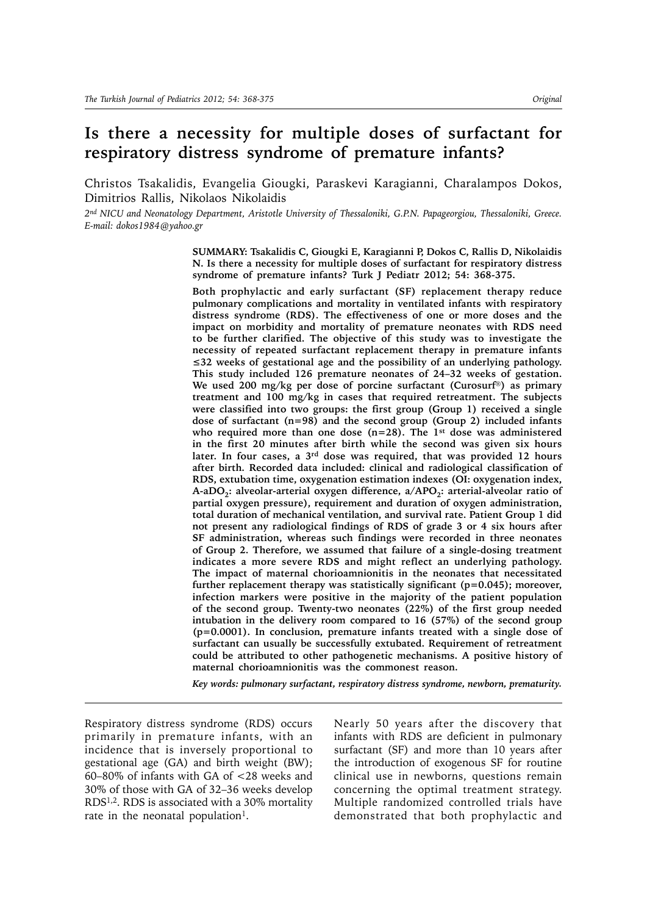# Is there a necessity for multiple doses of surfactant for respiratory distress syndrome of premature infants?

Christos Tsakalidis, Evangelia Giougki, Paraskevi Karagianni, Charalampos Dokos, Dimitrios Rallis, Nikolaos Nikolaidis

*2nd NICU and Neonatology Department, Aristotle University of Thessaloniki, G.P.N. Papageorgiou, Thessaloniki, Greece. E-mail: dokos1984@yahoo.gr*

**SUMMARY: Tsakalidis C, Giougki E, Karagianni P, Dokos C, Rallis D, Nikolaidis N. Is there a necessity for multiple doses of surfactant for respiratory distress syndrome of premature infants? Turk J Pediatr 2012; 54: 368-375.**

**Both prophylactic and early surfactant (SF) replacement therapy reduce pulmonary complications and mortality in ventilated infants with respiratory distress syndrome (RDS). The effectiveness of one or more doses and the impact on morbidity and mortality of premature neonates with RDS need to be further clarified. The objective of this study was to investigate the necessity of repeated surfactant replacement therapy in premature infants ≤32 weeks of gestational age and the possibility of an underlying pathology. This study included 126 premature neonates of 24–32 weeks of gestation. We used 200 mg/kg per dose of porcine surfactant (Curosurf®) as primary treatment and 100 mg/kg in cases that required retreatment. The subjects were classified into two groups: the first group (Group 1) received a single dose of surfactant (n=98) and the second group (Group 2) included infants who required more than one dose (n=28). The 1st dose was administered in the first 20 minutes after birth while the second was given six hours later. In four cases, a 3rd dose was required, that was provided 12 hours after birth. Recorded data included: clinical and radiological classification of RDS, extubation time, oxygenation estimation indexes (OI: oxygenation index, A-a$DO_2$: alveolar-arterial oxygen difference, a/A$PO_2$: arterial-alveolar ratio of partial oxygen pressure), requirement and duration of oxygen administration, total duration of mechanical ventilation, and survival rate. Patient Group 1 did not present any radiological findings of RDS of grade 3 or 4 six hours after SF administration, whereas such findings were recorded in three neonates of Group 2. Therefore, we assumed that failure of a single-dosing treatment indicates a more severe RDS and might reflect an underlying pathology. The impact of maternal chorioamnionitis in the neonates that necessitated further replacement therapy was statistically significant ($p=0.045$); moreover, infection markers were positive in the majority of the patient population of the second group. Twenty-two neonates (22%) of the first group needed intubation in the delivery room compared to 16 (57%) of the second group ($p=0.0001$). In conclusion, premature infants treated with a single dose of surfactant can usually be successfully extubated. Requirement of retreatment could be attributed to other pathogenetic mechanisms. A positive history of maternal chorioamnionitis was the commonest reason.**

*Key words: pulmonary surfactant, respiratory distress syndrome, newborn, prematurity.*

---

Respiratory distress syndrome (RDS) occurs primarily in premature infants, with an incidence that is inversely proportional to gestational age (GA) and birth weight (BW); 60–80% of infants with GA of <28 weeks and 30% of those with GA of 32–36 weeks develop RDS[1,2]. RDS is associated with a 30% mortality rate in the neonatal population[1].

Nearly 50 years after the discovery that infants with RDS are deficient in pulmonary surfactant (SF) and more than 10 years after the introduction of exogenous SF for routine clinical use in newborns, questions remain concerning the optimal treatment strategy. Multiple randomized controlled trials have demonstrated that both prophylactic and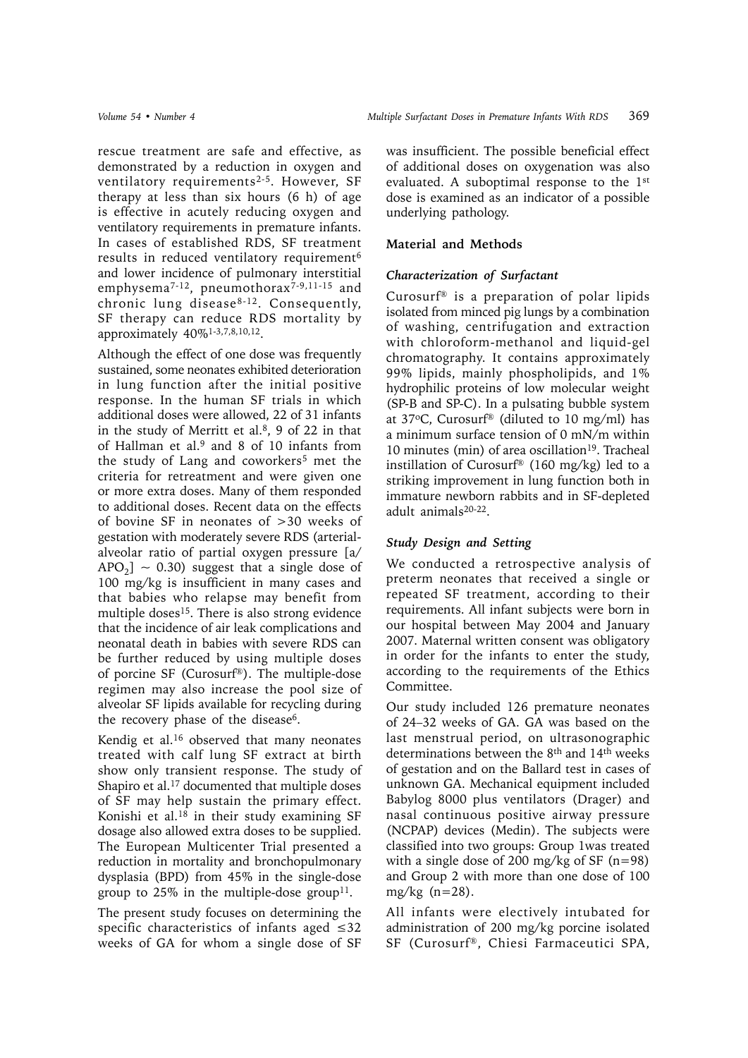rescue treatment are safe and effective, as demonstrated by a reduction in oxygen and ventilatory requirements[2-5]. However, SF therapy at less than six hours (6 h) of age is effective in acutely reducing oxygen and ventilatory requirements in premature infants. In cases of established RDS, SF treatment results in reduced ventilatory requirement[6] and lower incidence of pulmonary interstitial emphysema[7-12], pneumothorax[7-9,11-15] and chronic lung disease[8-12]. Consequently, SF therapy can reduce RDS mortality by approximately 40%[1-3,7,8,10,12].

Although the effect of one dose was frequently sustained, some neonates exhibited deterioration in lung function after the initial positive response. In the human SF trials in which additional doses were allowed, 22 of 31 infants in the study of Merritt et al.[8], 9 of 22 in that of Hallman et al.[9] and 8 of 10 infants from the study of Lang and coworkers[5] met the criteria for retreatment and were given one or more extra doses. Many of them responded to additional doses. Recent data on the effects of bovine SF in neonates of >30 weeks of gestation with moderately severe RDS (arterial-alveolar ratio of partial oxygen pressure [a/A$PO_2$] ~ 0.30) suggest that a single dose of 100 mg/kg is insufficient in many cases and that babies who relapse may benefit from multiple doses[15]. There is also strong evidence that the incidence of air leak complications and neonatal death in babies with severe RDS can be further reduced by using multiple doses of porcine SF (Curosurf®). The multiple-dose regimen may also increase the pool size of alveolar SF lipids available for recycling during the recovery phase of the disease[6].

Kendig et al.[16] observed that many neonates treated with calf lung SF extract at birth show only transient response. The study of Shapiro et al.[17] documented that multiple doses of SF may help sustain the primary effect. Konishi et al.[18] in their study examining SF dosage also allowed extra doses to be supplied. The European Multicenter Trial presented a reduction in mortality and bronchopulmonary dysplasia (BPD) from 45% in the single-dose group to 25% in the multiple-dose group[11].

The present study focuses on determining the specific characteristics of infants aged ≤32 weeks of GA for whom a single dose of SF was insufficient. The possible beneficial effect of additional doses on oxygenation was also evaluated. A suboptimal response to the 1st dose is examined as an indicator of a possible underlying pathology.

## Material and Methods

### *Characterization of Surfactant*

Curosurf® is a preparation of polar lipids isolated from minced pig lungs by a combination of washing, centrifugation and extraction with chloroform-methanol and liquid-gel chromatography. It contains approximately 99% lipids, mainly phospholipids, and 1% hydrophilic proteins of low molecular weight (SP-B and SP-C). In a pulsating bubble system at 37°C, Curosurf® (diluted to 10 mg/ml) has a minimum surface tension of 0 mN/m within 10 minutes (min) of area oscillation[19]. Tracheal instillation of Curosurf® (160 mg/kg) led to a striking improvement in lung function both in immature newborn rabbits and in SF-depleted adult animals[20-22].

### *Study Design and Setting*

We conducted a retrospective analysis of preterm neonates that received a single or repeated SF treatment, according to their requirements. All infant subjects were born in our hospital between May 2004 and January 2007. Maternal written consent was obligatory in order for the infants to enter the study, according to the requirements of the Ethics Committee.

Our study included 126 premature neonates of 24–32 weeks of GA. GA was based on the last menstrual period, on ultrasonographic determinations between the 8th and 14th weeks of gestation and on the Ballard test in cases of unknown GA. Mechanical equipment included Babylog 8000 plus ventilators (Drager) and nasal continuous positive airway pressure (NCPAP) devices (Medin). The subjects were classified into two groups: Group 1was treated with a single dose of 200 mg/kg of SF (n=98) and Group 2 with more than one dose of 100 mg/kg (n=28).

All infants were electively intubated for administration of 200 mg/kg porcine isolated SF (Curosurf®, Chiesi Farmaceutici SPA,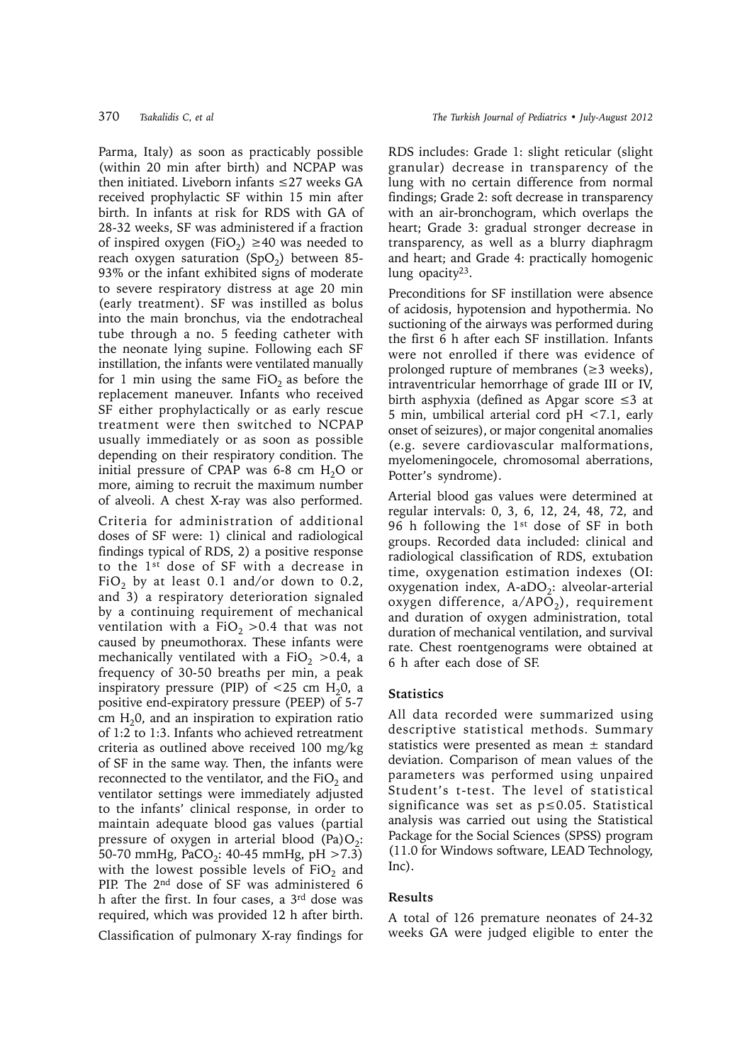Parma, Italy) as soon as practicably possible (within 20 min after birth) and NCPAP was then initiated. Liveborn infants ≤27 weeks GA received prophylactic SF within 15 min after birth. In infants at risk for RDS with GA of 28-32 weeks, SF was administered if a fraction of inspired oxygen ($FiO_2$) ≥40 was needed to reach oxygen saturation ($SpO_2$) between 85-93% or the infant exhibited signs of moderate to severe respiratory distress at age 20 min (early treatment). SF was instilled as bolus into the main bronchus, via the endotracheal tube through a no. 5 feeding catheter with the neonate lying supine. Following each SF instillation, the infants were ventilated manually for 1 min using the same $FiO_2$ as before the replacement maneuver. Infants who received SF either prophylactically or as early rescue treatment were then switched to NCPAP usually immediately or as soon as possible depending on their respiratory condition. The initial pressure of CPAP was 6-8 cm $H_2O$ or more, aiming to recruit the maximum number of alveoli. A chest X-ray was also performed.

Criteria for administration of additional doses of SF were: 1) clinical and radiological findings typical of RDS, 2) a positive response to the 1st dose of SF with a decrease in $FiO_2$ by at least 0.1 and/or down to 0.2, and 3) a respiratory deterioration signaled by a continuing requirement of mechanical ventilation with a $FiO_2$ >0.4 that was not caused by pneumothorax. These infants were mechanically ventilated with a $FiO_2$ >0.4, a frequency of 30-50 breaths per min, a peak inspiratory pressure (PIP) of <25 cm $H_2$0, a positive end-expiratory pressure (PEEP) of 5-7 cm $H_2$0, and an inspiration to expiration ratio of 1:2 to 1:3. Infants who achieved retreatment criteria as outlined above received 100 mg/kg of SF in the same way. Then, the infants were reconnected to the ventilator, and the $FiO_2$ and ventilator settings were immediately adjusted to the infants' clinical response, in order to maintain adequate blood gas values (partial pressure of oxygen in arterial blood $(Pa)O_2$: 50-70 mmHg, $PaCO_2$: 40-45 mmHg, pH >7.3) with the lowest possible levels of $FiO_2$ and PIP. The 2nd dose of SF was administered 6 h after the first. In four cases, a 3rd dose was required, which was provided 12 h after birth.

Classification of pulmonary X-ray findings for RDS includes: Grade 1: slight reticular (slight granular) decrease in transparency of the lung with no certain difference from normal findings; Grade 2: soft decrease in transparency with an air-bronchogram, which overlaps the heart; Grade 3: gradual stronger decrease in transparency, as well as a blurry diaphragm and heart; and Grade 4: practically homogenic lung opacity[23].

Preconditions for SF instillation were absence of acidosis, hypotension and hypothermia. No suctioning of the airways was performed during the first 6 h after each SF instillation. Infants were not enrolled if there was evidence of prolonged rupture of membranes (≥3 weeks), intraventricular hemorrhage of grade III or IV, birth asphyxia (defined as Apgar score ≤3 at 5 min, umbilical arterial cord pH <7.1, early onset of seizures), or major congenital anomalies (e.g. severe cardiovascular malformations, myelomeningocele, chromosomal aberrations, Potter's syndrome).

Arterial blood gas values were determined at regular intervals: 0, 3, 6, 12, 24, 48, 72, and 96 h following the 1st dose of SF in both groups. Recorded data included: clinical and radiological classification of RDS, extubation time, oxygenation estimation indexes (OI: oxygenation index, A-a$DO_2$: alveolar-arterial oxygen difference, a/$APO_2$), requirement and duration of oxygen administration, total duration of mechanical ventilation, and survival rate. Chest roentgenograms were obtained at 6 h after each dose of SF.

## Statistics

All data recorded were summarized using descriptive statistical methods. Summary statistics were presented as mean ± standard deviation. Comparison of mean values of the parameters was performed using unpaired Student's t-test. The level of statistical significance was set as $p \leq 0.05$. Statistical analysis was carried out using the Statistical Package for the Social Sciences (SPSS) program (11.0 for Windows software, LEAD Technology, Inc).

## Results

A total of 126 premature neonates of 24-32 weeks GA were judged eligible to enter the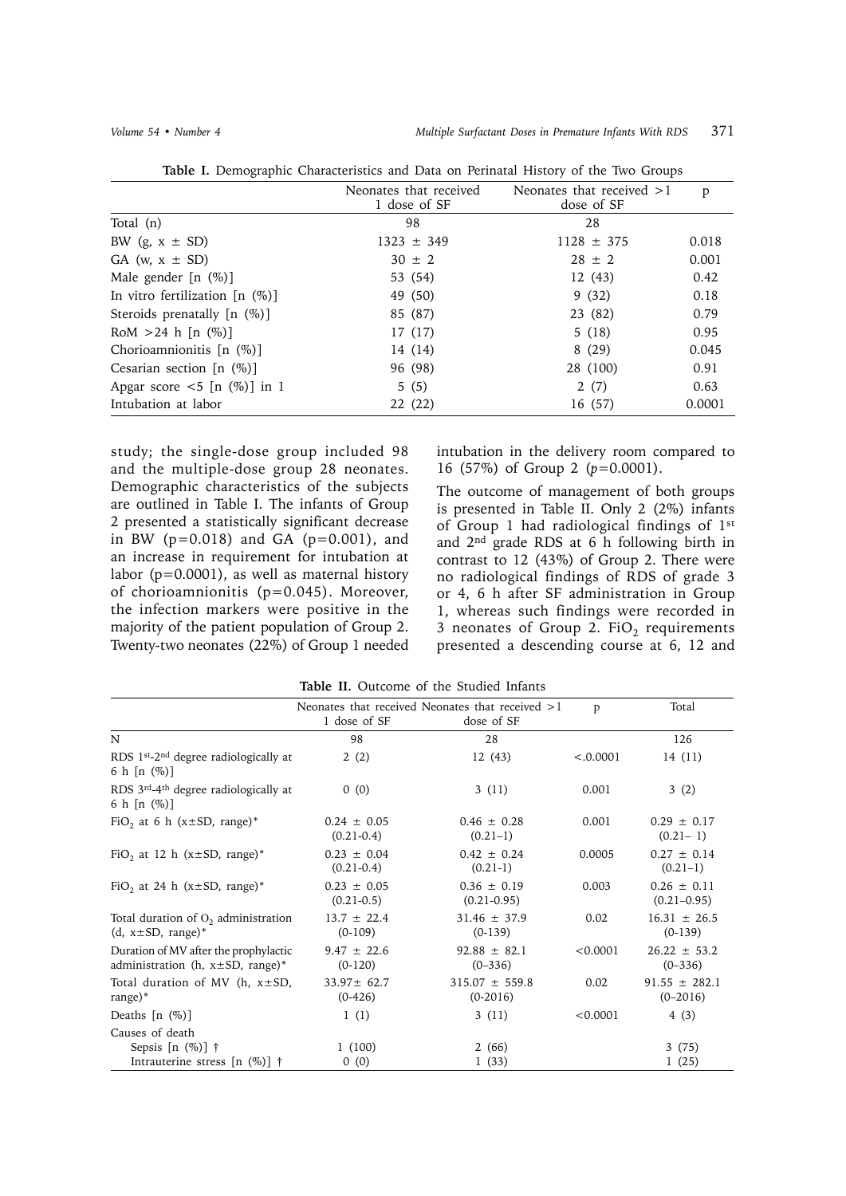**Table I.** Demographic Characteristics and Data on Perinatal History of the Two Groups

| | Neonates that received 1 dose of SF | Neonates that received >1 dose of SF | p |
|---|---|---|---|
| Total (n) | 98 | 28 | |
| BW (g, x ± SD) | 1323 ± 349 | 1128 ± 375 | 0.018 |
| GA (w, x ± SD) | 30 ± 2 | 28 ± 2 | 0.001 |
| Male gender [n (%)] | 53 (54) | 12 (43) | 0.42 |
| In vitro fertilization [n (%)] | 49 (50) | 9 (32) | 0.18 |
| Steroids prenatally [n (%)] | 85 (87) | 23 (82) | 0.79 |
| RoM >24 h [n (%)] | 17 (17) | 5 (18) | 0.95 |
| Chorioamnionitis [n (%)] | 14 (14) | 8 (29) | 0.045 |
| Cesarian section [n (%)] | 96 (98) | 28 (100) | 0.91 |
| Apgar score <5 [n (%)] in 1 | 5 (5) | 2 (7) | 0.63 |
| Intubation at labor | 22 (22) | 16 (57) | 0.0001 |

study; the single-dose group included 98 and the multiple-dose group 28 neonates. Demographic characteristics of the subjects are outlined in Table I. The infants of Group 2 presented a statistically significant decrease in BW (p=0.018) and GA (p=0.001), and an increase in requirement for intubation at labor (p=0.0001), as well as maternal history of chorioamnionitis (p=0.045). Moreover, the infection markers were positive in the majority of the patient population of Group 2. Twenty-two neonates (22%) of Group 1 needed intubation in the delivery room compared to 16 (57%) of Group 2 (*p*=0.0001).

The outcome of management of both groups is presented in Table II. Only 2 (2%) infants of Group 1 had radiological findings of 1st and 2nd grade RDS at 6 h following birth in contrast to 12 (43%) of Group 2. There were no radiological findings of RDS of grade 3 or 4, 6 h after SF administration in Group 1, whereas such findings were recorded in 3 neonates of Group 2. $FiO_2$ requirements presented a descending course at 6, 12 and

**Table II.** Outcome of the Studied Infants

| | Neonates that received 1 dose of SF | Neonates that received >1 dose of SF | p | Total |
|---|---|---|---|---|
| N | 98 | 28 | | 126 |
| RDS 1st-2nd degree radiologically at 6 h [n (%)] | 2 (2) | 12 (43) | <.0.0001 | 14 (11) |
| RDS 3rd-4th degree radiologically at 6 h [n (%)] | 0 (0) | 3 (11) | 0.001 | 3 (2) |
| $FiO_2$ at 6 h (x±SD, range)* | 0.24 ± 0.05 (0.21-0.4) | 0.46 ± 0.28 (0.21–1) | 0.001 | 0.29 ± 0.17 (0.21– 1) |
| $FiO_2$ at 12 h (x±SD, range)* | 0.23 ± 0.04 (0.21-0.4) | 0.42 ± 0.24 (0.21-1) | 0.0005 | 0.27 ± 0.14 (0.21–1) |
| $FiO_2$ at 24 h (x±SD, range)* | 0.23 ± 0.05 (0.21-0.5) | 0.36 ± 0.19 (0.21-0.95) | 0.003 | 0.26 ± 0.11 (0.21–0.95) |
| Total duration of $O_2$ administration (d, x±SD, range)* | 13.7 ± 22.4 (0-109) | 31.46 ± 37.9 (0-139) | 0.02 | 16.31 ± 26.5 (0-139) |
| Duration of MV after the prophylactic administration (h, x±SD, range)* | 9.47 ± 22.6 (0-120) | 92.88 ± 82.1 (0–336) | <0.0001 | 26.22 ± 53.2 (0–336) |
| Total duration of MV (h, x±SD, range)* | 33.97± 62.7 (0-426) | 315.07 ± 559.8 (0-2016) | 0.02 | 91.55 ± 282.1 (0–2016) |
| Deaths [n (%)] | 1 (1) | 3 (11) | <0.0001 | 4 (3) |
| Causes of death | | | | |
| Sepsis [n (%)] † | 1 (100) | 2 (66) | | 3 (75) |
| Intrauterine stress [n (%)] † | 0 (0) | 1 (33) | | 1 (25) |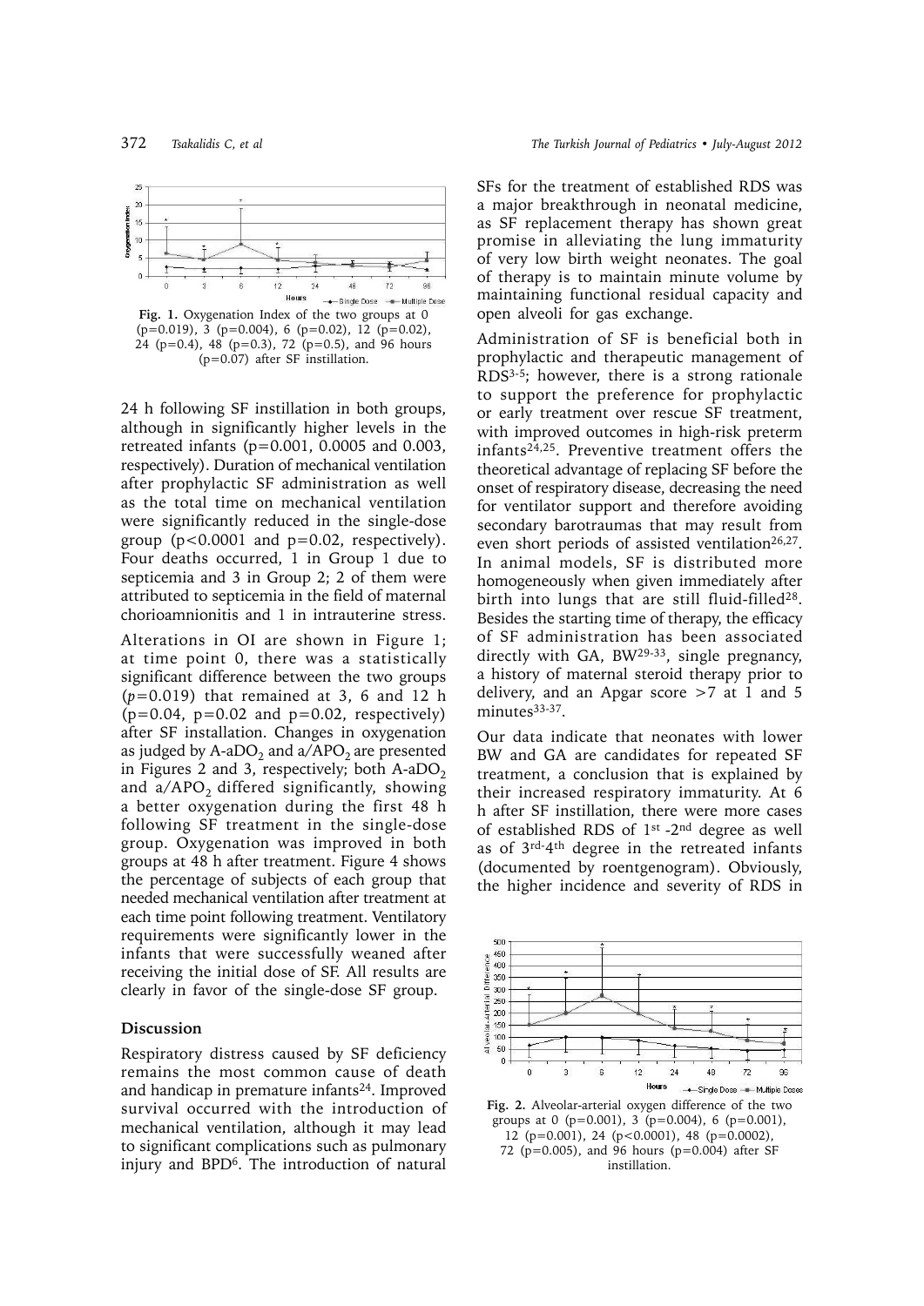Fig. 1. Oxygenation Index of the two groups at 0 (p=0.019), 3 (p=0.004), 6 (p=0.02), 12 (p=0.02), 24 (p=0.4), 48 (p=0.3), 72 (p=0.5), and 96 hours (p=0.07) after SF instillation.

24 h following SF instillation in both groups, although in significantly higher levels in the retreated infants (p=0.001, 0.0005 and 0.003, respectively). Duration of mechanical ventilation after prophylactic SF administration as well as the total time on mechanical ventilation were significantly reduced in the single-dose group ($p<0.0001$ and $p=0.02$, respectively). Four deaths occurred, 1 in Group 1 due to septicemia and 3 in Group 2; 2 of them were attributed to septicemia in the field of maternal chorioamnionitis and 1 in intrauterine stress.

Alterations in OI are shown in Figure 1; at time point 0, there was a statistically significant difference between the two groups ($p=0.019$) that remained at 3, 6 and 12 h ($p=0.04$, $p=0.02$ and $p=0.02$, respectively) after SF installation. Changes in oxygenation as judged by A-a$DO_2$ and a/A$PO_2$ are presented in Figures 2 and 3, respectively; both A-a$DO_2$ and a/A$PO_2$ differed significantly, showing a better oxygenation during the first 48 h following SF treatment in the single-dose group. Oxygenation was improved in both groups at 48 h after treatment. Figure 4 shows the percentage of subjects of each group that needed mechanical ventilation after treatment at each time point following treatment. Ventilatory requirements were significantly lower in the infants that were successfully weaned after receiving the initial dose of SF. All results are clearly in favor of the single-dose SF group.

## Discussion

Respiratory distress caused by SF deficiency remains the most common cause of death and handicap in premature infants[24]. Improved survival occurred with the introduction of mechanical ventilation, although it may lead to significant complications such as pulmonary injury and BPD[6]. The introduction of natural SFs for the treatment of established RDS was a major breakthrough in neonatal medicine, as SF replacement therapy has shown great promise in alleviating the lung immaturity of very low birth weight neonates. The goal of therapy is to maintain minute volume by maintaining functional residual capacity and open alveoli for gas exchange.

Administration of SF is beneficial both in prophylactic and therapeutic management of RDS[3-5]; however, there is a strong rationale to support the preference for prophylactic or early treatment over rescue SF treatment, with improved outcomes in high-risk preterm infants[24,25]. Preventive treatment offers the theoretical advantage of replacing SF before the onset of respiratory disease, decreasing the need for ventilator support and therefore avoiding secondary barotraumas that may result from even short periods of assisted ventilation[26,27]. In animal models, SF is distributed more homogeneously when given immediately after birth into lungs that are still fluid-filled[28]. Besides the starting time of therapy, the efficacy of SF administration has been associated directly with GA, BW[29-33], single pregnancy, a history of maternal steroid therapy prior to delivery, and an Apgar score >7 at 1 and 5 minutes[33-37].

Our data indicate that neonates with lower BW and GA are candidates for repeated SF treatment, a conclusion that is explained by their increased respiratory immaturity. At 6 h after SF instillation, there were more cases of established RDS of 1st -2nd degree as well as of 3rd-4th degree in the retreated infants (documented by roentgenogram). Obviously, the higher incidence and severity of RDS in

Fig. 2. Alveolar-arterial oxygen difference of the two groups at 0 (p=0.001), 3 (p=0.004), 6 (p=0.001), 12 (p=0.001), 24 (p<0.0001), 48 (p=0.0002), 72 (p=0.005), and 96 hours (p=0.004) after SF instillation.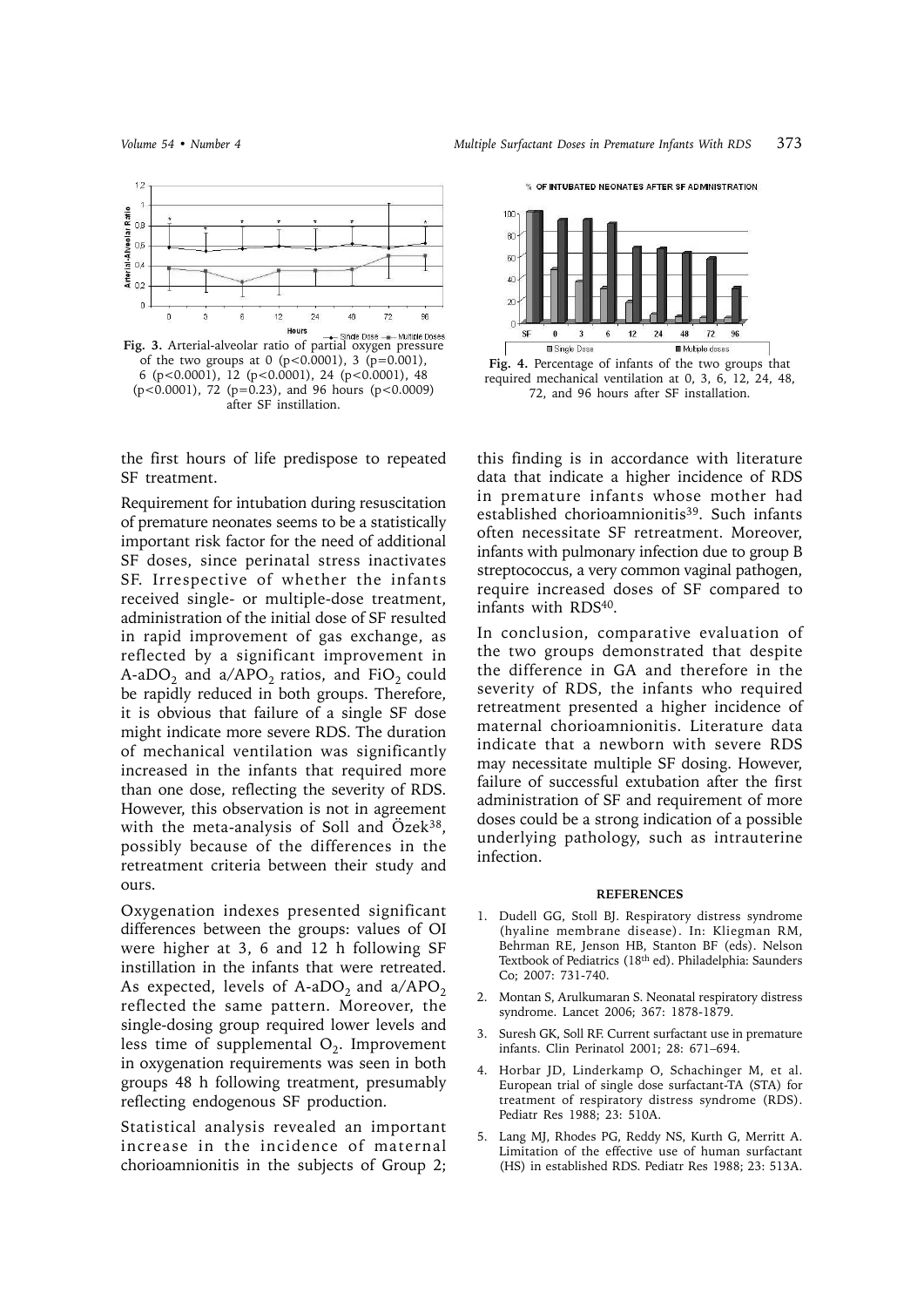**Fig. 3.** Arterial-alveolar ratio of partial oxygen pressure of the two groups at 0 ($p<0.0001$), 3 ($p=0.001$), 6 ($p<0.0001$), 12 ($p<0.0001$), 24 ($p<0.0001$), 48 ($p<0.0001$), 72 ($p=0.23$), and 96 hours ($p<0.0009$) after SF instillation.

**Fig. 4.** Percentage of infants of the two groups that required mechanical ventilation at 0, 3, 6, 12, 24, 48, 72, and 96 hours after SF installation.

the first hours of life predispose to repeated SF treatment.

Requirement for intubation during resuscitation of premature neonates seems to be a statistically important risk factor for the need of additional SF doses, since perinatal stress inactivates SF. Irrespective of whether the infants received single- or multiple-dose treatment, administration of the initial dose of SF resulted in rapid improvement of gas exchange, as reflected by a significant improvement in A-a$DO_2$ and a/$APO_2$ ratios, and $FiO_2$ could be rapidly reduced in both groups. Therefore, it is obvious that failure of a single SF dose might indicate more severe RDS. The duration of mechanical ventilation was significantly increased in the infants that required more than one dose, reflecting the severity of RDS. However, this observation is not in agreement with the meta-analysis of Soll and Özek[38], possibly because of the differences in the retreatment criteria between their study and ours.

Oxygenation indexes presented significant differences between the groups: values of OI were higher at 3, 6 and 12 h following SF instillation in the infants that were retreated. As expected, levels of A-a$DO_2$ and a/$APO_2$ reflected the same pattern. Moreover, the single-dosing group required lower levels and less time of supplemental $O_2$. Improvement in oxygenation requirements was seen in both groups 48 h following treatment, presumably reflecting endogenous SF production.

Statistical analysis revealed an important increase in the incidence of maternal chorioamnionitis in the subjects of Group 2; this finding is in accordance with literature data that indicate a higher incidence of RDS in premature infants whose mother had established chorioamnionitis[39]. Such infants often necessitate SF retreatment. Moreover, infants with pulmonary infection due to group B streptococcus, a very common vaginal pathogen, require increased doses of SF compared to infants with RDS[40].

In conclusion, comparative evaluation of the two groups demonstrated that despite the difference in GA and therefore in the severity of RDS, the infants who required retreatment presented a higher incidence of maternal chorioamnionitis. Literature data indicate that a newborn with severe RDS may necessitate multiple SF dosing. However, failure of successful extubation after the first administration of SF and requirement of more doses could be a strong indication of a possible underlying pathology, such as intrauterine infection.

## REFERENCES

1. Dudell GG, Stoll BJ. Respiratory distress syndrome (hyaline membrane disease). In: Kliegman RM, Behrman RE, Jenson HB, Stanton BF (eds). Nelson Textbook of Pediatrics (18th ed). Philadelphia: Saunders Co; 2007: 731-740.
2. Montan S, Arulkumaran S. Neonatal respiratory distress syndrome. Lancet 2006; 367: 1878-1879.
3. Suresh GK, Soll RF. Current surfactant use in premature infants. Clin Perinatol 2001; 28: 671–694.
4. Horbar JD, Linderkamp O, Schachinger M, et al. European trial of single dose surfactant-TA (STA) for treatment of respiratory distress syndrome (RDS). Pediatr Res 1988; 23: 510A.
5. Lang MJ, Rhodes PG, Reddy NS, Kurth G, Merritt A. Limitation of the effective use of human surfactant (HS) in established RDS. Pediatr Res 1988; 23: 513A.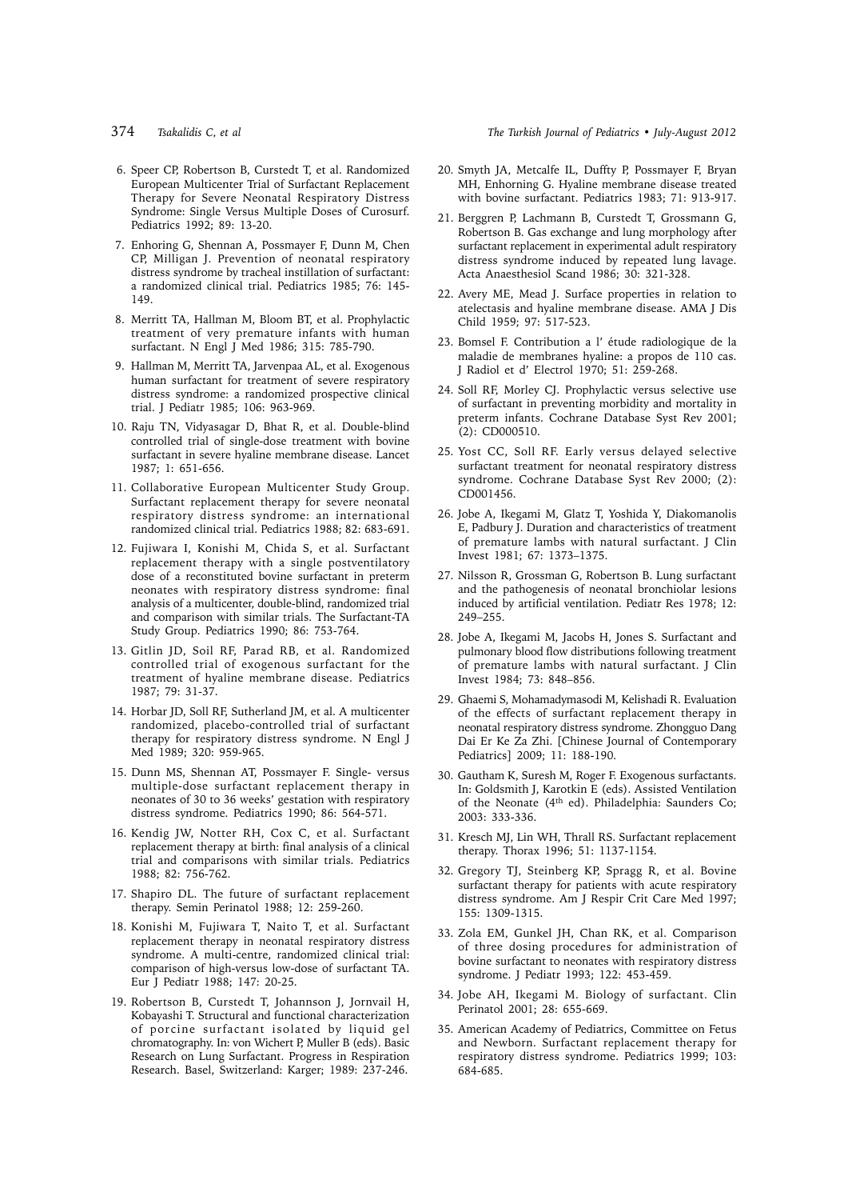6. Speer CP, Robertson B, Curstedt T, et al. Randomized European Multicenter Trial of Surfactant Replacement Therapy for Severe Neonatal Respiratory Distress Syndrome: Single Versus Multiple Doses of Curosurf. Pediatrics 1992; 89: 13-20.
7. Enhoring G, Shennan A, Possmayer F, Dunn M, Chen CP, Milligan J. Prevention of neonatal respiratory distress syndrome by tracheal instillation of surfactant: a randomized clinical trial. Pediatrics 1985; 76: 145-149.
8. Merritt TA, Hallman M, Bloom BT, et al. Prophylactic treatment of very premature infants with human surfactant. N Engl J Med 1986; 315: 785-790.
9. Hallman M, Merritt TA, Jarvenpaa AL, et al. Exogenous human surfactant for treatment of severe respiratory distress syndrome: a randomized prospective clinical trial. J Pediatr 1985; 106: 963-969.
10. Raju TN, Vidyasagar D, Bhat R, et al. Double-blind controlled trial of single-dose treatment with bovine surfactant in severe hyaline membrane disease. Lancet 1987; 1: 651-656.
11. Collaborative European Multicenter Study Group. Surfactant replacement therapy for severe neonatal respiratory distress syndrome: an international randomized clinical trial. Pediatrics 1988; 82: 683-691.
12. Fujiwara I, Konishi M, Chida S, et al. Surfactant replacement therapy with a single postventilatory dose of a reconstituted bovine surfactant in preterm neonates with respiratory distress syndrome: final analysis of a multicenter, double-blind, randomized trial and comparison with similar trials. The Surfactant-TA Study Group. Pediatrics 1990; 86: 753-764.
13. Gitlin JD, Soil RF, Parad RB, et al. Randomized controlled trial of exogenous surfactant for the treatment of hyaline membrane disease. Pediatrics 1987; 79: 31-37.
14. Horbar JD, Soll RF, Sutherland JM, et al. A multicenter randomized, placebo-controlled trial of surfactant therapy for respiratory distress syndrome. N Engl J Med 1989; 320: 959-965.
15. Dunn MS, Shennan AT, Possmayer F. Single- versus multiple-dose surfactant replacement therapy in neonates of 30 to 36 weeks' gestation with respiratory distress syndrome. Pediatrics 1990; 86: 564-571.
16. Kendig JW, Notter RH, Cox C, et al. Surfactant replacement therapy at birth: final analysis of a clinical trial and comparisons with similar trials. Pediatrics 1988; 82: 756-762.
17. Shapiro DL. The future of surfactant replacement therapy. Semin Perinatol 1988; 12: 259-260.
18. Konishi M, Fujiwara T, Naito T, et al. Surfactant replacement therapy in neonatal respiratory distress syndrome. A multi-centre, randomized clinical trial: comparison of high-versus low-dose of surfactant TA. Eur J Pediatr 1988; 147: 20-25.
19. Robertson B, Curstedt T, Johannson J, Jornvail H, Kobayashi T. Structural and functional characterization of porcine surfactant isolated by liquid gel chromatography. In: von Wichert P, Muller B (eds). Basic Research on Lung Surfactant. Progress in Respiration Research. Basel, Switzerland: Karger; 1989: 237-246.
20. Smyth JA, Metcalfe IL, Duffty P, Possmayer F, Bryan MH, Enhorning G. Hyaline membrane disease treated with bovine surfactant. Pediatrics 1983; 71: 913-917.
21. Berggren P, Lachmann B, Curstedt T, Grossmann G, Robertson B. Gas exchange and lung morphology after surfactant replacement in experimental adult respiratory distress syndrome induced by repeated lung lavage. Acta Anaesthesiol Scand 1986; 30: 321-328.
22. Avery ME, Mead J. Surface properties in relation to atelectasis and hyaline membrane disease. AMA J Dis Child 1959; 97: 517-523.
23. Bomsel F. Contribution a l' étude radiologique de la maladie de membranes hyaline: a propos de 110 cas. J Radiol et d' Electrol 1970; 51: 259-268.
24. Soll RF, Morley CJ. Prophylactic versus selective use of surfactant in preventing morbidity and mortality in preterm infants. Cochrane Database Syst Rev 2001; (2): CD000510.
25. Yost CC, Soll RF. Early versus delayed selective surfactant treatment for neonatal respiratory distress syndrome. Cochrane Database Syst Rev 2000; (2): CD001456.
26. Jobe A, Ikegami M, Glatz T, Yoshida Y, Diakomanolis E, Padbury J. Duration and characteristics of treatment of premature lambs with natural surfactant. J Clin Invest 1981; 67: 1373–1375.
27. Nilsson R, Grossman G, Robertson B. Lung surfactant and the pathogenesis of neonatal bronchiolar lesions induced by artificial ventilation. Pediatr Res 1978; 12: 249–255.
28. Jobe A, Ikegami M, Jacobs H, Jones S. Surfactant and pulmonary blood flow distributions following treatment of premature lambs with natural surfactant. J Clin Invest 1984; 73: 848–856.
29. Ghaemi S, Mohamadymasodi M, Kelishadi R. Evaluation of the effects of surfactant replacement therapy in neonatal respiratory distress syndrome. Zhongguo Dang Dai Er Ke Za Zhi. [Chinese Journal of Contemporary Pediatrics] 2009; 11: 188-190.
30. Gautham K, Suresh M, Roger F. Exogenous surfactants. In: Goldsmith J, Karotkin E (eds). Assisted Ventilation of the Neonate (4th ed). Philadelphia: Saunders Co; 2003: 333-336.
31. Kresch MJ, Lin WH, Thrall RS. Surfactant replacement therapy. Thorax 1996; 51: 1137-1154.
32. Gregory TJ, Steinberg KP, Spragg R, et al. Bovine surfactant therapy for patients with acute respiratory distress syndrome. Am J Respir Crit Care Med 1997; 155: 1309-1315.
33. Zola EM, Gunkel JH, Chan RK, et al. Comparison of three dosing procedures for administration of bovine surfactant to neonates with respiratory distress syndrome. J Pediatr 1993; 122: 453-459.
34. Jobe AH, Ikegami M. Biology of surfactant. Clin Perinatol 2001; 28: 655-669.
35. American Academy of Pediatrics, Committee on Fetus and Newborn. Surfactant replacement therapy for respiratory distress syndrome. Pediatrics 1999; 103: 684-685.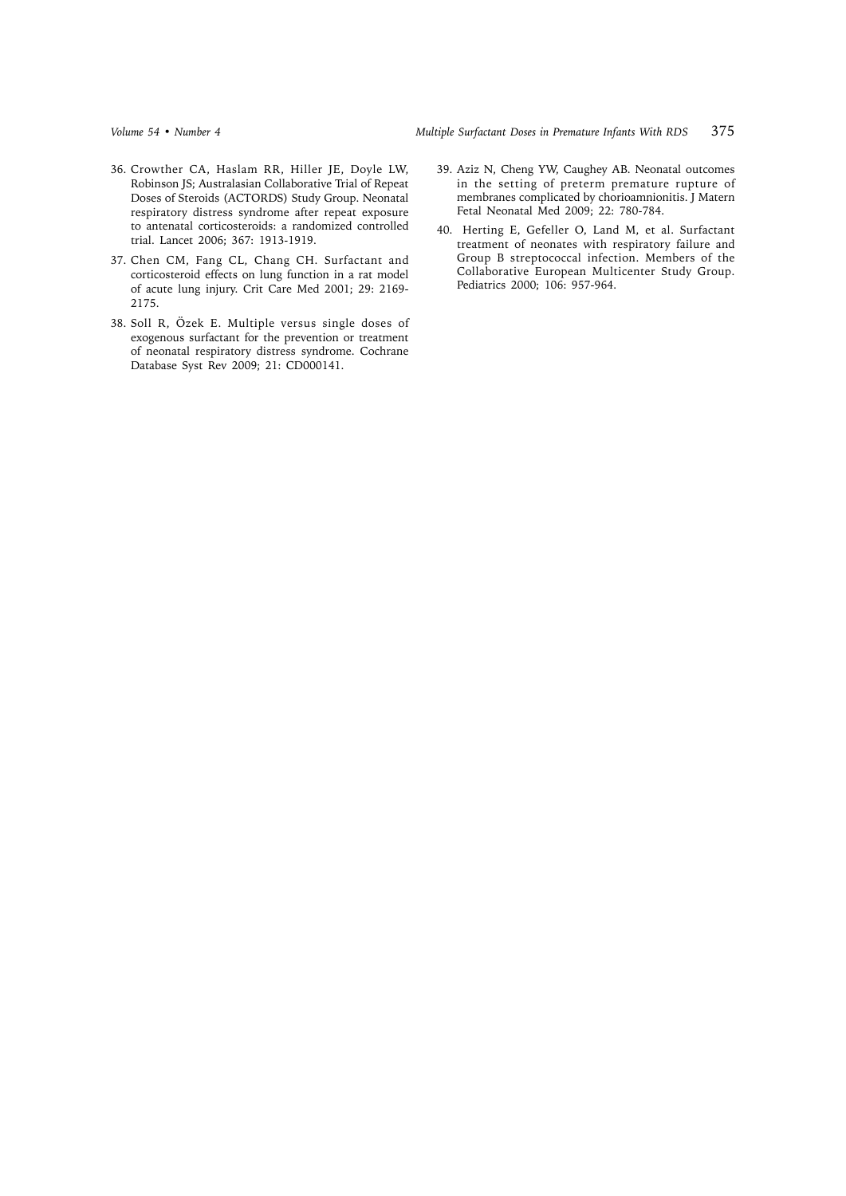36. Crowther CA, Haslam RR, Hiller JE, Doyle LW, Robinson JS; Australasian Collaborative Trial of Repeat Doses of Steroids (ACTORDS) Study Group. Neonatal respiratory distress syndrome after repeat exposure to antenatal corticosteroids: a randomized controlled trial. Lancet 2006; 367: 1913-1919.

37. Chen CM, Fang CL, Chang CH. Surfactant and corticosteroid effects on lung function in a rat model of acute lung injury. Crit Care Med 2001; 29: 2169-2175.

38. Soll R, Özek E. Multiple versus single doses of exogenous surfactant for the prevention or treatment of neonatal respiratory distress syndrome. Cochrane Database Syst Rev 2009; 21: CD000141.

39. Aziz N, Cheng YW, Caughey AB. Neonatal outcomes in the setting of preterm premature rupture of membranes complicated by chorioamnionitis. J Matern Fetal Neonatal Med 2009; 22: 780-784.

40. Herting E, Gefeller O, Land M, et al. Surfactant treatment of neonates with respiratory failure and Group B streptococcal infection. Members of the Collaborative European Multicenter Study Group. Pediatrics 2000; 106: 957-964.